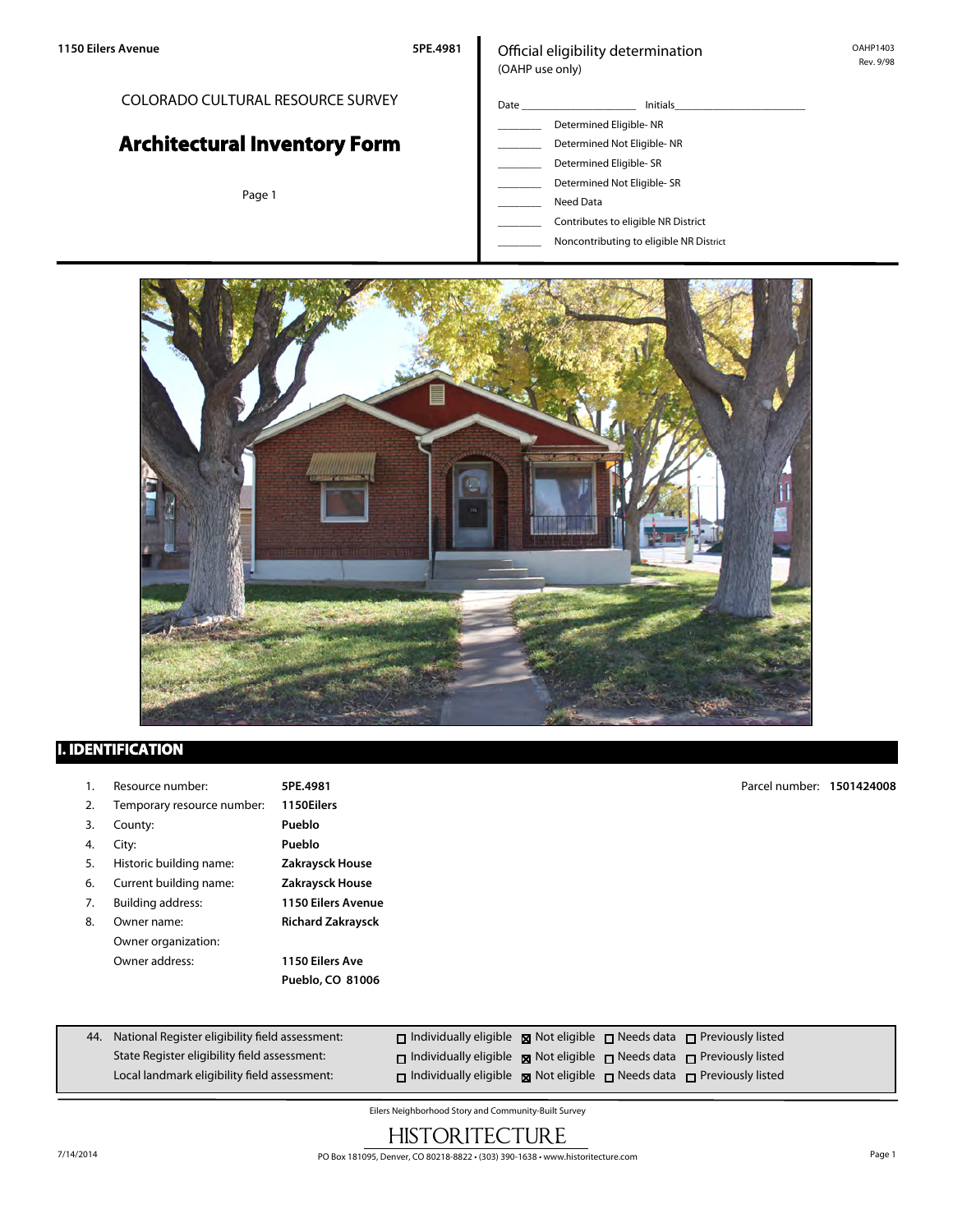1150 Eilers Avenue | 5PE.4981

# COLORADO CULTURAL RESOURCE SURVEY

# Architectural Inventory Form

Official eligibility determination
(OAHP use only)

OAHP1403
Rev. 9/98

Date ____________________ Initials______________________

_______ Determined Eligible- NR
_______ Determined Not Eligible- NR
_______ Determined Eligible- SR
_______ Determined Not Eligible- SR
_______ Need Data
_______ Contributes to eligible NR District
_______ Noncontributing to eligible NR District

## I. IDENTIFICATION

1. Resource number: **5PE.4981**
2. Temporary resource number: **1150Eilers**
3. County: **Pueblo**
4. City: **Pueblo**
5. Historic building name: **Zakraysck House**
6. Current building name: **Zakraysck House**
7. Building address: **1150 Eilers Avenue**
8. Owner name: **Richard Zakraysck**
   Owner organization:
   Owner address: **1150 Eilers Ave**
   **Pueblo, CO 81006**

Parcel number: **1501424008**

| 44. | | | | | |
|---|---|---|---|---|---|
| National Register eligibility field assessment: | ☐ Individually eligible | ☒ Not eligible | ☐ Needs data | ☐ Previously listed |
| State Register eligibility field assessment: | ☐ Individually eligible | ☒ Not eligible | ☐ Needs data | ☐ Previously listed |
| Local landmark eligibility field assessment: | ☐ Individually eligible | ☒ Not eligible | ☐ Needs data | ☐ Previously listed |

Eilers Neighborhood Story and Community-Built Survey

HISTORITECTURE

PO Box 181095, Denver, CO 80218-8822 • (303) 390-1638 • www.historitecture.com

7/14/2014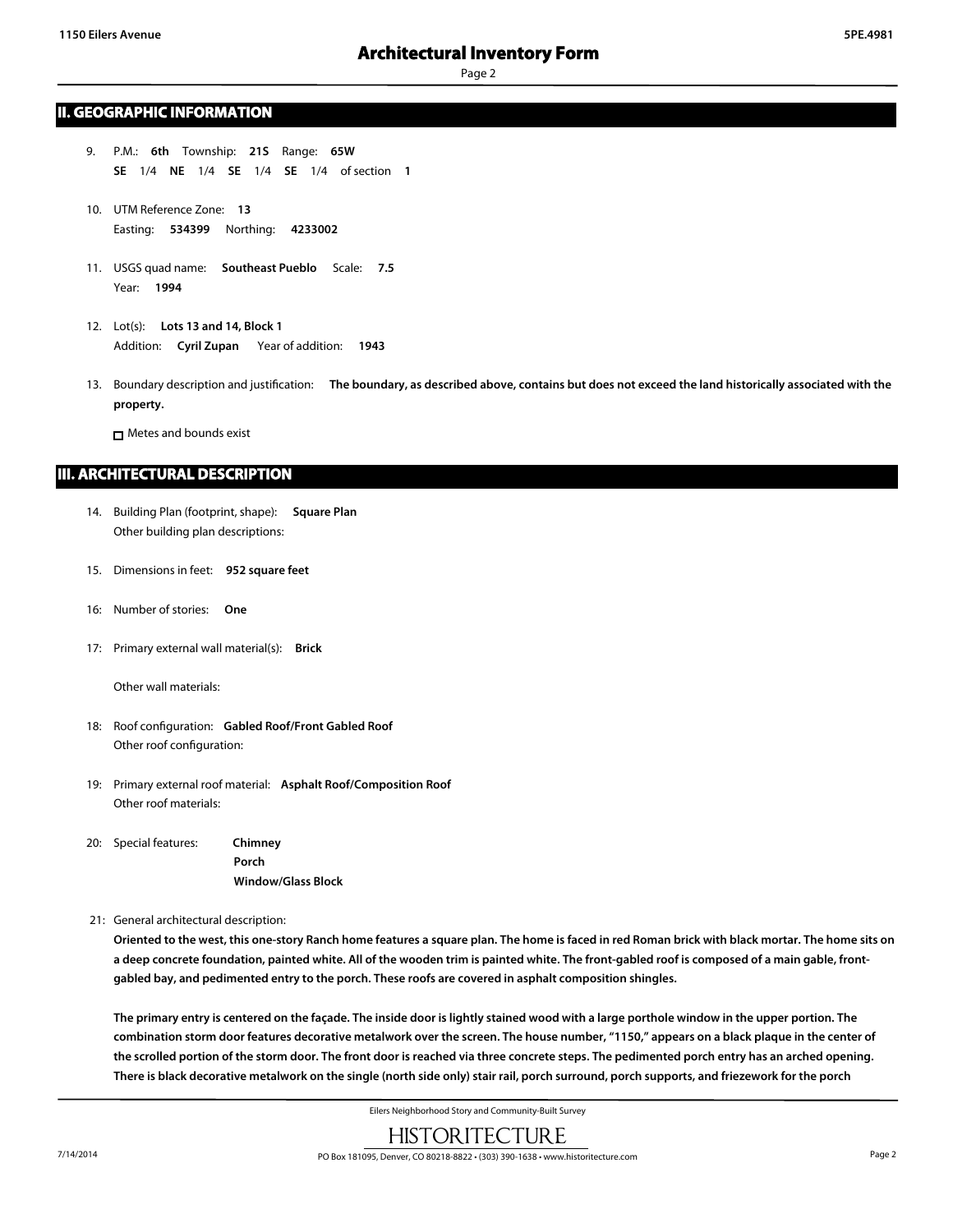## II. GEOGRAPHIC INFORMATION

9. P.M.: **6th** Township: **21S** Range: **65W**
   **SE** 1/4 **NE** 1/4 **SE** 1/4 **SE** 1/4 of section **1**

10. UTM Reference Zone: **13**
    Easting: **534399** Northing: **4233002**

11. USGS quad name: **Southeast Pueblo** Scale: **7.5**
    Year: **1994**

12. Lot(s): **Lots 13 and 14, Block 1**
    Addition: **Cyril Zupan** Year of addition: **1943**

13. Boundary description and justification: **The boundary, as described above, contains but does not exceed the land historically associated with the property.**

    ☐ Metes and bounds exist

## III. ARCHITECTURAL DESCRIPTION

14. Building Plan (footprint, shape): **Square Plan**
    Other building plan descriptions:

15. Dimensions in feet: **952 square feet**

16: Number of stories: **One**

17: Primary external wall material(s): **Brick**

    Other wall materials:

18: Roof configuration: **Gabled Roof/Front Gabled Roof**
    Other roof configuration:

19: Primary external roof material: **Asphalt Roof/Composition Roof**
    Other roof materials:

20: Special features: **Chimney**
    **Porch**
    **Window/Glass Block**

21: General architectural description:

**Oriented to the west, this one-story Ranch home features a square plan. The home is faced in red Roman brick with black mortar. The home sits on a deep concrete foundation, painted white. All of the wooden trim is painted white. The front-gabled roof is composed of a main gable, front-gabled bay, and pedimented entry to the porch. These roofs are covered in asphalt composition shingles.**

**The primary entry is centered on the façade. The inside door is lightly stained wood with a large porthole window in the upper portion. The combination storm door features decorative metalwork over the screen. The house number, "1150," appears on a black plaque in the center of the scrolled portion of the storm door. The front door is reached via three concrete steps. The pedimented porch entry has an arched opening. There is black decorative metalwork on the single (north side only) stair rail, porch surround, porch supports, and friezework for the porch**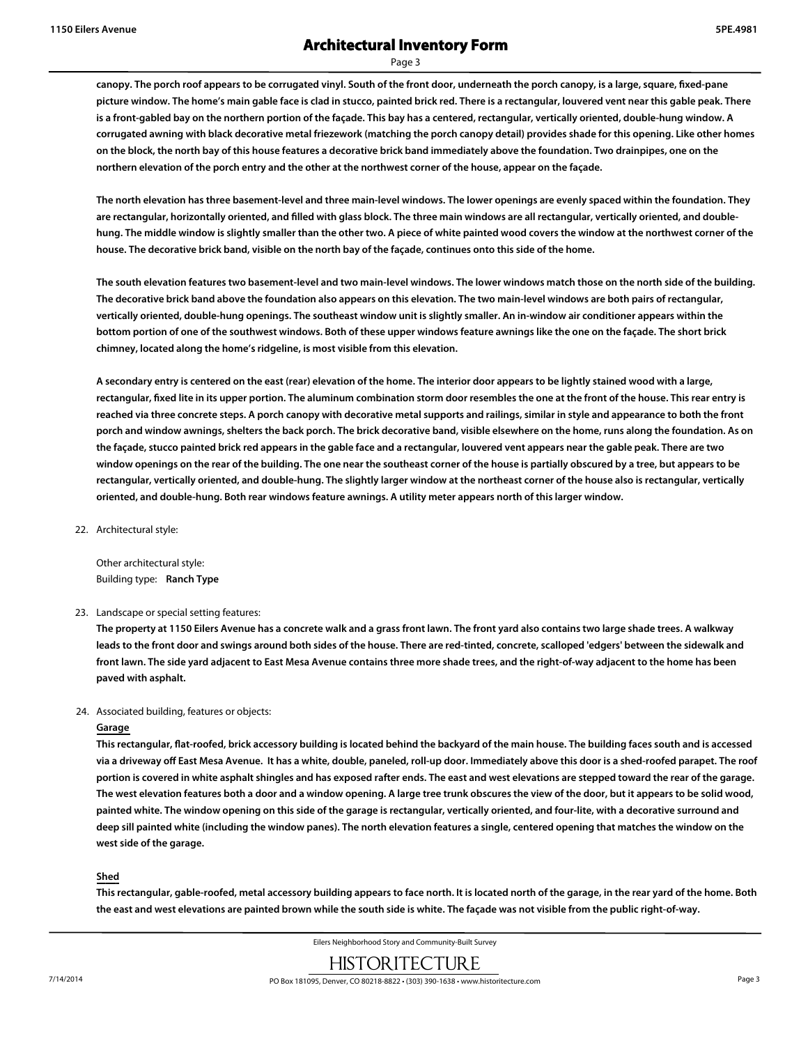**canopy. The porch roof appears to be corrugated vinyl. South of the front door, underneath the porch canopy, is a large, square, fixed-pane picture window. The home's main gable face is clad in stucco, painted brick red. There is a rectangular, louvered vent near this gable peak. There is a front-gabled bay on the northern portion of the façade. This bay has a centered, rectangular, vertically oriented, double-hung window. A corrugated awning with black decorative metal friezework (matching the porch canopy detail) provides shade for this opening. Like other homes on the block, the north bay of this house features a decorative brick band immediately above the foundation. Two drainpipes, one on the northern elevation of the porch entry and the other at the northwest corner of the house, appear on the façade.**

**The north elevation has three basement-level and three main-level windows. The lower openings are evenly spaced within the foundation. They are rectangular, horizontally oriented, and filled with glass block. The three main windows are all rectangular, vertically oriented, and double-hung. The middle window is slightly smaller than the other two. A piece of white painted wood covers the window at the northwest corner of the house. The decorative brick band, visible on the north bay of the façade, continues onto this side of the home.**

**The south elevation features two basement-level and two main-level windows. The lower windows match those on the north side of the building. The decorative brick band above the foundation also appears on this elevation. The two main-level windows are both pairs of rectangular, vertically oriented, double-hung openings. The southeast window unit is slightly smaller. An in-window air conditioner appears within the bottom portion of one of the southwest windows. Both of these upper windows feature awnings like the one on the façade. The short brick chimney, located along the home's ridgeline, is most visible from this elevation.**

**A secondary entry is centered on the east (rear) elevation of the home. The interior door appears to be lightly stained wood with a large, rectangular, fixed lite in its upper portion. The aluminum combination storm door resembles the one at the front of the house. This rear entry is reached via three concrete steps. A porch canopy with decorative metal supports and railings, similar in style and appearance to both the front porch and window awnings, shelters the back porch. The brick decorative band, visible elsewhere on the home, runs along the foundation. As on the façade, stucco painted brick red appears in the gable face and a rectangular, louvered vent appears near the gable peak. There are two window openings on the rear of the building. The one near the southeast corner of the house is partially obscured by a tree, but appears to be rectangular, vertically oriented, and double-hung. The slightly larger window at the northeast corner of the house also is rectangular, vertically oriented, and double-hung. Both rear windows feature awnings. A utility meter appears north of this larger window.**

22. Architectural style:

    Other architectural style:
    Building type: **Ranch Type**

23. Landscape or special setting features:

    **The property at 1150 Eilers Avenue has a concrete walk and a grass front lawn. The front yard also contains two large shade trees. A walkway leads to the front door and swings around both sides of the house. There are red-tinted, concrete, scalloped 'edgers' between the sidewalk and front lawn. The side yard adjacent to East Mesa Avenue contains three more shade trees, and the right-of-way adjacent to the home has been paved with asphalt.**

24. Associated building, features or objects:

    **Garage**

    **This rectangular, flat-roofed, brick accessory building is located behind the backyard of the main house. The building faces south and is accessed via a driveway off East Mesa Avenue. It has a white, double, paneled, roll-up door. Immediately above this door is a shed-roofed parapet. The roof portion is covered in white asphalt shingles and has exposed rafter ends. The east and west elevations are stepped toward the rear of the garage. The west elevation features both a door and a window opening. A large tree trunk obscures the view of the door, but it appears to be solid wood, painted white. The window opening on this side of the garage is rectangular, vertically oriented, and four-lite, with a decorative surround and deep sill painted white (including the window panes). The north elevation features a single, centered opening that matches the window on the west side of the garage.**

    **Shed**

    **This rectangular, gable-roofed, metal accessory building appears to face north. It is located north of the garage, in the rear yard of the home. Both the east and west elevations are painted brown while the south side is white. The façade was not visible from the public right-of-way.**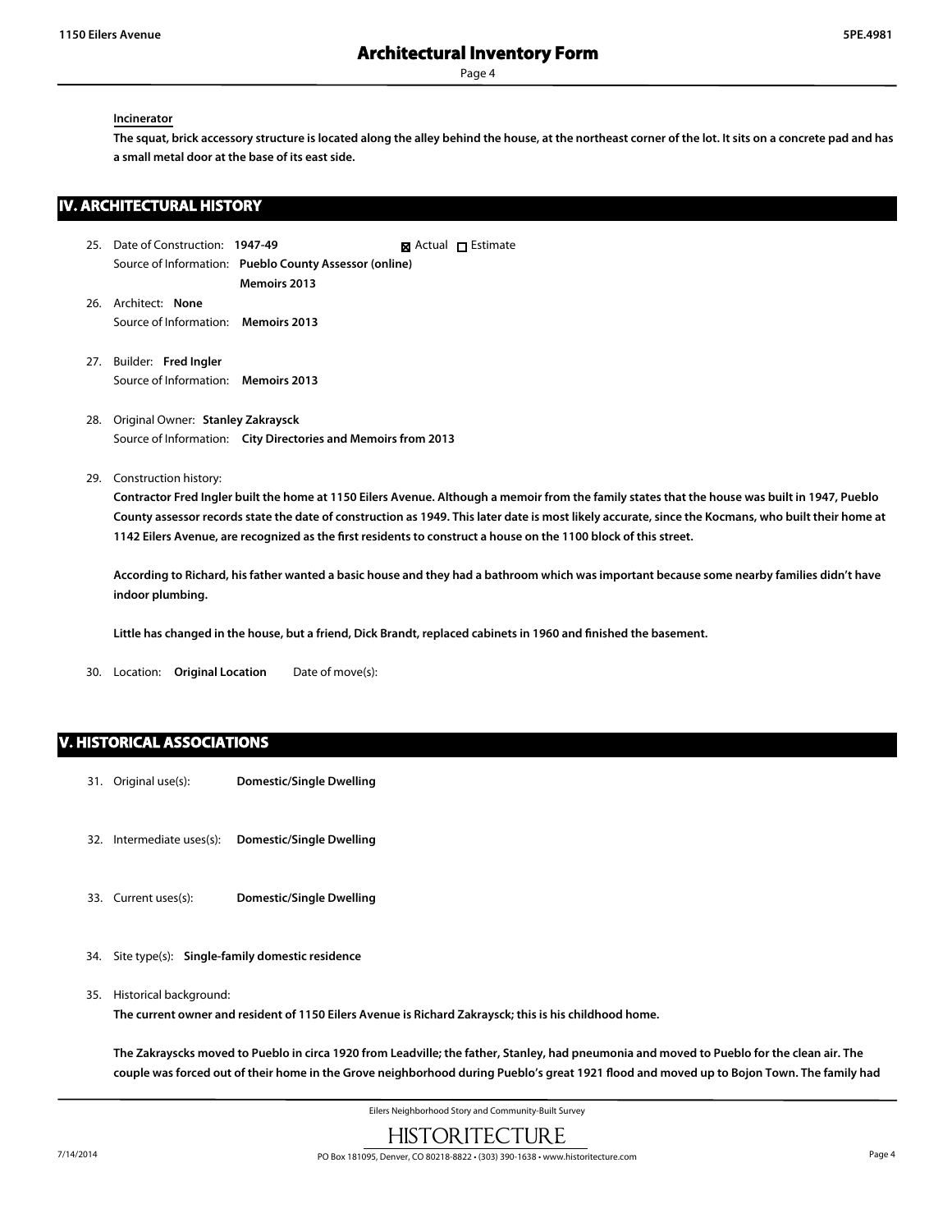**Incinerator**

**The squat, brick accessory structure is located along the alley behind the house, at the northeast corner of the lot. It sits on a concrete pad and has a small metal door at the base of its east side.**

## IV. ARCHITECTURAL HISTORY

25. Date of Construction: **1947-49** ☒ Actual ☐ Estimate
    Source of Information: **Pueblo County Assessor (online)**
    **Memoirs 2013**

26. Architect: **None**
    Source of Information: **Memoirs 2013**

27. Builder: **Fred Ingler**
    Source of Information: **Memoirs 2013**

28. Original Owner: **Stanley Zakraysck**
    Source of Information: **City Directories and Memoirs from 2013**

29. Construction history:
    **Contractor Fred Ingler built the home at 1150 Eilers Avenue. Although a memoir from the family states that the house was built in 1947, Pueblo County assessor records state the date of construction as 1949. This later date is most likely accurate, since the Kocmans, who built their home at 1142 Eilers Avenue, are recognized as the first residents to construct a house on the 1100 block of this street.**

    **According to Richard, his father wanted a basic house and they had a bathroom which was important because some nearby families didn't have indoor plumbing.**

    **Little has changed in the house, but a friend, Dick Brandt, replaced cabinets in 1960 and finished the basement.**

30. Location: **Original Location** Date of move(s):

## V. HISTORICAL ASSOCIATIONS

31. Original use(s): **Domestic/Single Dwelling**

32. Intermediate uses(s): **Domestic/Single Dwelling**

33. Current uses(s): **Domestic/Single Dwelling**

34. Site type(s): **Single-family domestic residence**

35. Historical background:
    **The current owner and resident of 1150 Eilers Avenue is Richard Zakraysck; this is his childhood home.**

    **The Zakrayscks moved to Pueblo in circa 1920 from Leadville; the father, Stanley, had pneumonia and moved to Pueblo for the clean air. The couple was forced out of their home in the Grove neighborhood during Pueblo's great 1921 flood and moved up to Bojon Town. The family had**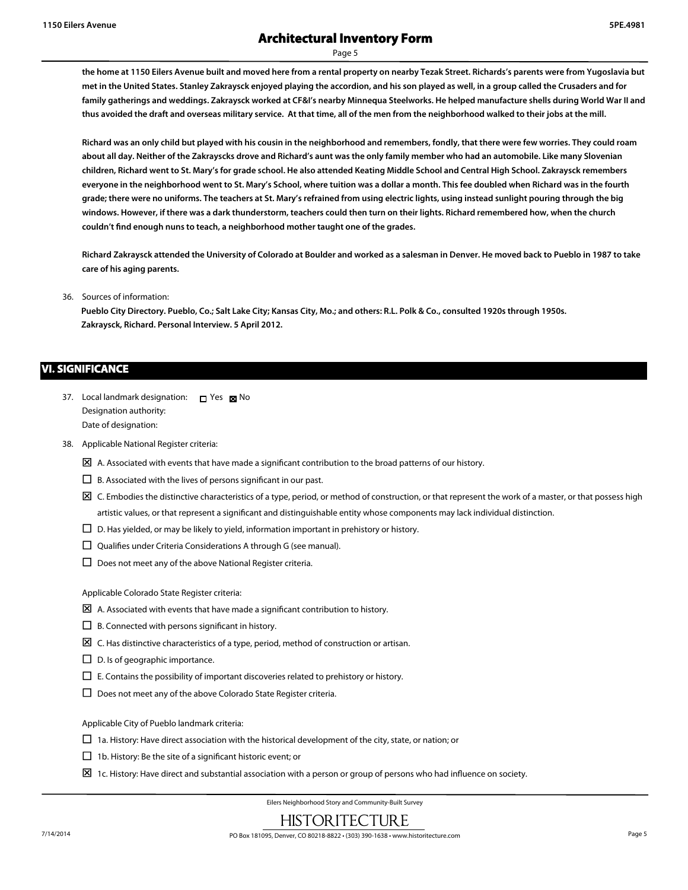**the home at 1150 Eilers Avenue built and moved here from a rental property on nearby Tezak Street. Richards's parents were from Yugoslavia but met in the United States. Stanley Zakraysck enjoyed playing the accordion, and his son played as well, in a group called the Crusaders and for family gatherings and weddings. Zakraysck worked at CF&I's nearby Minnequa Steelworks. He helped manufacture shells during World War II and thus avoided the draft and overseas military service. At that time, all of the men from the neighborhood walked to their jobs at the mill.**

**Richard was an only child but played with his cousin in the neighborhood and remembers, fondly, that there were few worries. They could roam about all day. Neither of the Zakraysck drove and Richard's aunt was the only family member who had an automobile. Like many Slovenian children, Richard went to St. Mary's for grade school. He also attended Keating Middle School and Central High School. Zakraysck remembers everyone in the neighborhood went to St. Mary's School, where tuition was a dollar a month. This fee doubled when Richard was in the fourth grade; there were no uniforms. The teachers at St. Mary's refrained from using electric lights, using instead sunlight pouring through the big windows. However, if there was a dark thunderstorm, teachers could then turn on their lights. Richard remembered how, when the church couldn't find enough nuns to teach, a neighborhood mother taught one of the grades.**

**Richard Zakraysck attended the University of Colorado at Boulder and worked as a salesman in Denver. He moved back to Pueblo in 1987 to take care of his aging parents.**

36. Sources of information:

**Pueblo City Directory. Pueblo, Co.; Salt Lake City; Kansas City, Mo.; and others: R.L. Polk & Co., consulted 1920s through 1950s.**
**Zakraysck, Richard. Personal Interview. 5 April 2012.**

## VI. SIGNIFICANCE

37. Local landmark designation: ☐ Yes ☒ No
    Designation authority:
    Date of designation:

38. Applicable National Register criteria:

☒ A. Associated with events that have made a significant contribution to the broad patterns of our history.

☐ B. Associated with the lives of persons significant in our past.

☒ C. Embodies the distinctive characteristics of a type, period, or method of construction, or that represent the work of a master, or that possess high artistic values, or that represent a significant and distinguishable entity whose components may lack individual distinction.

☐ D. Has yielded, or may be likely to yield, information important in prehistory or history.

☐ Qualifies under Criteria Considerations A through G (see manual).

☐ Does not meet any of the above National Register criteria.

Applicable Colorado State Register criteria:

☒ A. Associated with events that have made a significant contribution to history.

☐ B. Connected with persons significant in history.

☒ C. Has distinctive characteristics of a type, period, method of construction or artisan.

☐ D. Is of geographic importance.

☐ E. Contains the possibility of important discoveries related to prehistory or history.

☐ Does not meet any of the above Colorado State Register criteria.

Applicable City of Pueblo landmark criteria:

☐ 1a. History: Have direct association with the historical development of the city, state, or nation; or

☐ 1b. History: Be the site of a significant historic event; or

☒ 1c. History: Have direct and substantial association with a person or group of persons who had influence on society.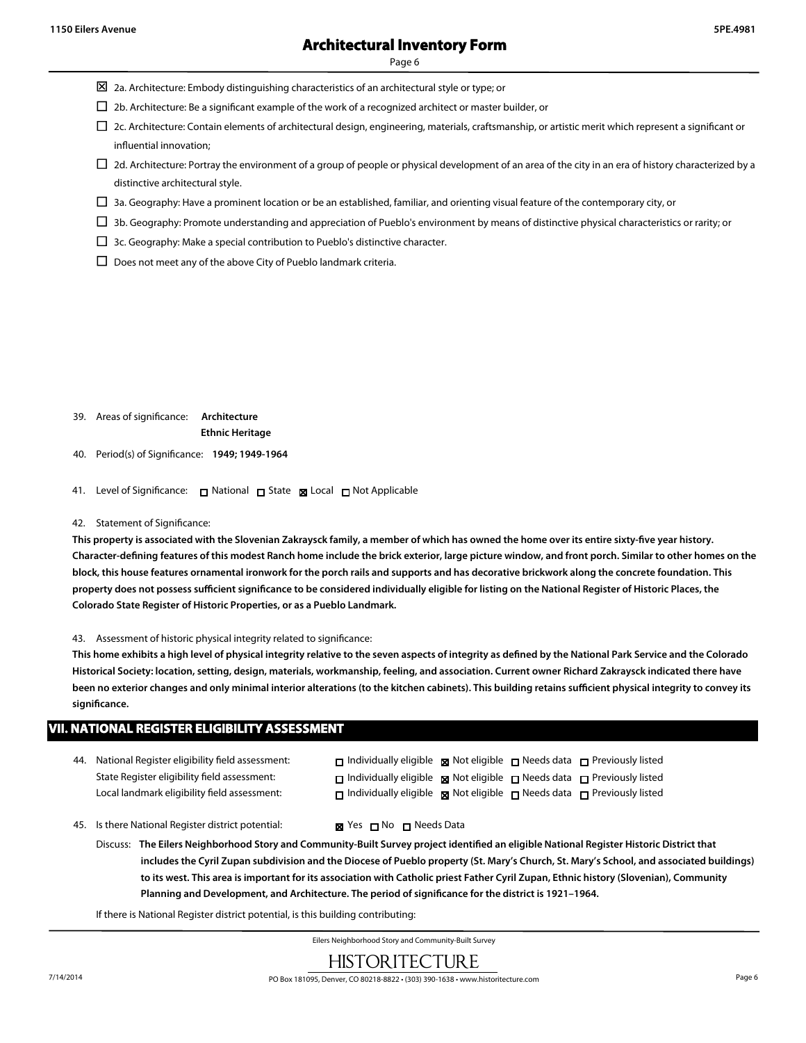- ☒ 2a. Architecture: Embody distinguishing characteristics of an architectural style or type; or
- ☐ 2b. Architecture: Be a significant example of the work of a recognized architect or master builder, or
- ☐ 2c. Architecture: Contain elements of architectural design, engineering, materials, craftsmanship, or artistic merit which represent a significant or influential innovation;
- ☐ 2d. Architecture: Portray the environment of a group of people or physical development of an area of the city in an era of history characterized by a distinctive architectural style.
- ☐ 3a. Geography: Have a prominent location or be an established, familiar, and orienting visual feature of the contemporary city, or
- ☐ 3b. Geography: Promote understanding and appreciation of Pueblo's environment by means of distinctive physical characteristics or rarity; or
- ☐ 3c. Geography: Make a special contribution to Pueblo's distinctive character.
- ☐ Does not meet any of the above City of Pueblo landmark criteria.

39. Areas of significance: **Architecture**
**Ethnic Heritage**

40. Period(s) of Significance: **1949; 1949-1964**

41. Level of Significance: ☐ National ☐ State ☒ Local ☐ Not Applicable

42. Statement of Significance:

**This property is associated with the Slovenian Zakraysck family, a member of which has owned the home over its entire sixty-five year history. Character-defining features of this modest Ranch home include the brick exterior, large picture window, and front porch. Similar to other homes on the block, this house features ornamental ironwork for the porch rails and supports and has decorative brickwork along the concrete foundation. This property does not possess sufficient significance to be considered individually eligible for listing on the National Register of Historic Places, the Colorado State Register of Historic Properties, or as a Pueblo Landmark.**

43. Assessment of historic physical integrity related to significance:

**This home exhibits a high level of physical integrity relative to the seven aspects of integrity as defined by the National Park Service and the Colorado Historical Society: location, setting, design, materials, workmanship, feeling, and association. Current owner Richard Zakraysck indicated there have been no exterior changes and only minimal interior alterations (to the kitchen cabinets). This building retains sufficient physical integrity to convey its significance.**

## VII. NATIONAL REGISTER ELIGIBILITY ASSESSMENT

44. National Register eligibility field assessment: ☐ Individually eligible ☒ Not eligible ☐ Needs data ☐ Previously listed
State Register eligibility field assessment: ☐ Individually eligible ☒ Not eligible ☐ Needs data ☐ Previously listed
Local landmark eligibility field assessment: ☐ Individually eligible ☒ Not eligible ☐ Needs data ☐ Previously listed

45. Is there National Register district potential: ☒ Yes ☐ No ☐ Needs Data

Discuss: **The Eilers Neighborhood Story and Community-Built Survey project identified an eligible National Register Historic District that includes the Cyril Zupan subdivision and the Diocese of Pueblo property (St. Mary's Church, St. Mary's School, and associated buildings) to its west. This area is important for its association with Catholic priest Father Cyril Zupan, Ethnic history (Slovenian), Community Planning and Development, and Architecture. The period of significance for the district is 1921–1964.**

If there is National Register district potential, is this building contributing: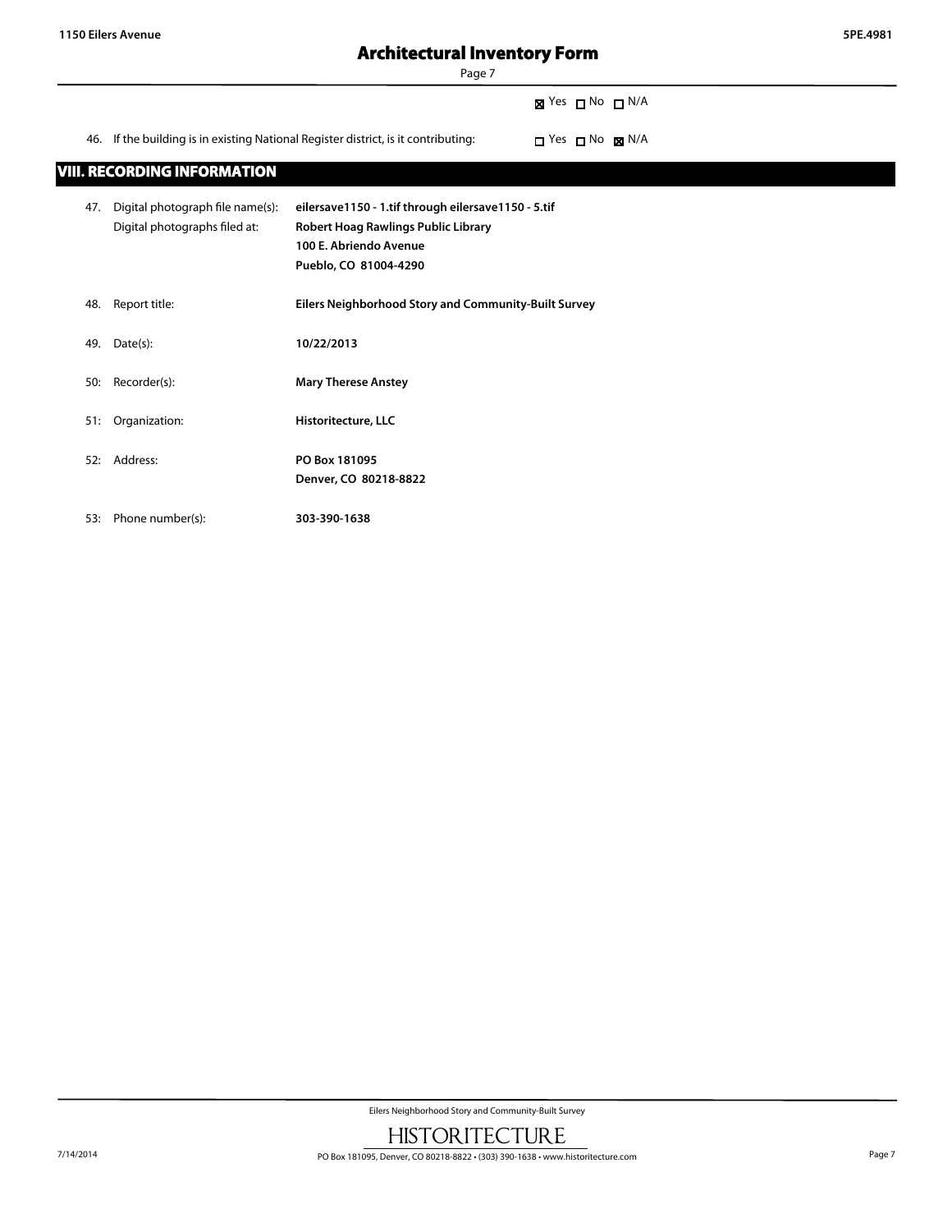☒ Yes ☐ No ☐ N/A

46. If the building is in existing National Register district, is it contributing: ☐ Yes ☐ No ☒ N/A

## VIII. RECORDING INFORMATION

47. Digital photograph file name(s): **eilersave1150 - 1.tif through eilersave1150 - 5.tif**
    Digital photographs filed at: **Robert Hoag Rawlings Public Library**
    **100 E. Abriendo Avenue**
    **Pueblo, CO 81004-4290**

48. Report title: **Eilers Neighborhood Story and Community-Built Survey**

49. Date(s): **10/22/2013**

50: Recorder(s): **Mary Therese Anstey**

51: Organization: **Historitecture, LLC**

52: Address: **PO Box 181095**
    **Denver, CO 80218-8822**

53: Phone number(s): **303-390-1638**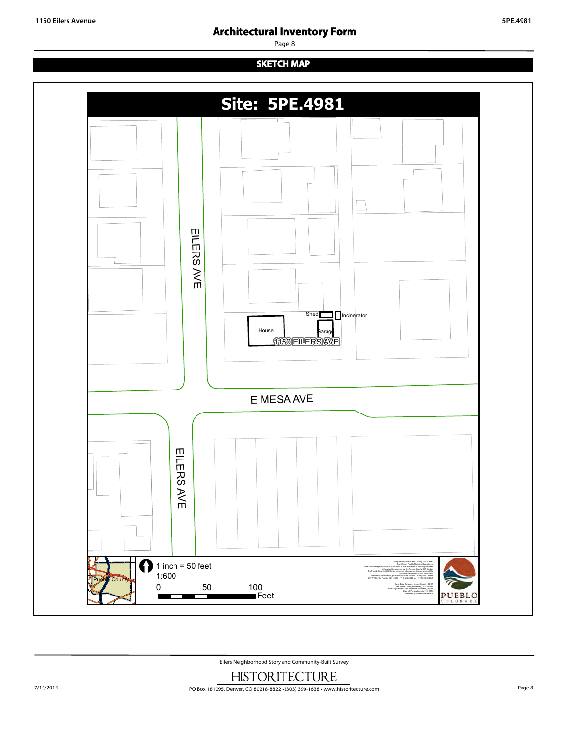# Architectural Inventory Form

## SKETCH MAP

**Site: 5PE.4981**

EILERS AVE

Shed

Incinerator

House

Garage

1150 EILERS AVE

E MESA AVE

EILERS AVE

Pueblo County

1 inch = 50 feet

1:600

0 50 100 Feet

PUEBLO COLORADO

Eilers Neighborhood Story and Community-Built Survey

HISTORITECTURE

PO Box 181095, Denver, CO 80218-8822 • (303) 390-1638 • www.historitecture.com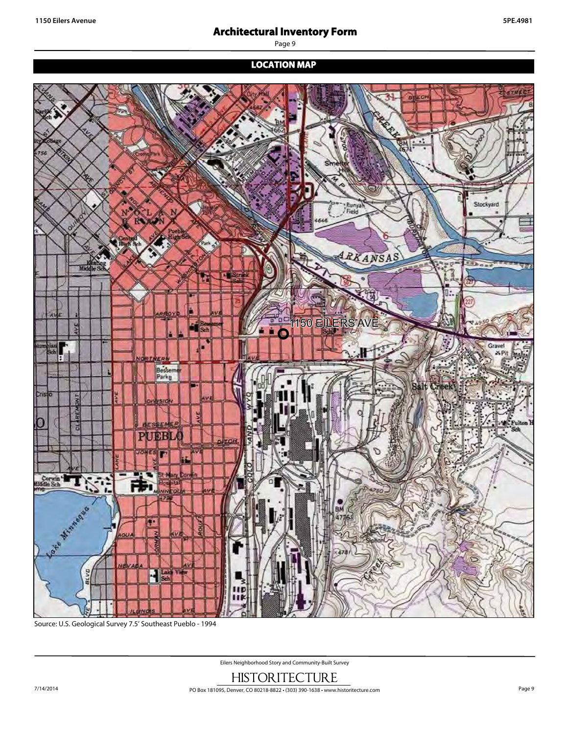## LOCATION MAP

1150 EILERS AVE

Source: U.S. Geological Survey 7.5' Southeast Pueblo - 1994